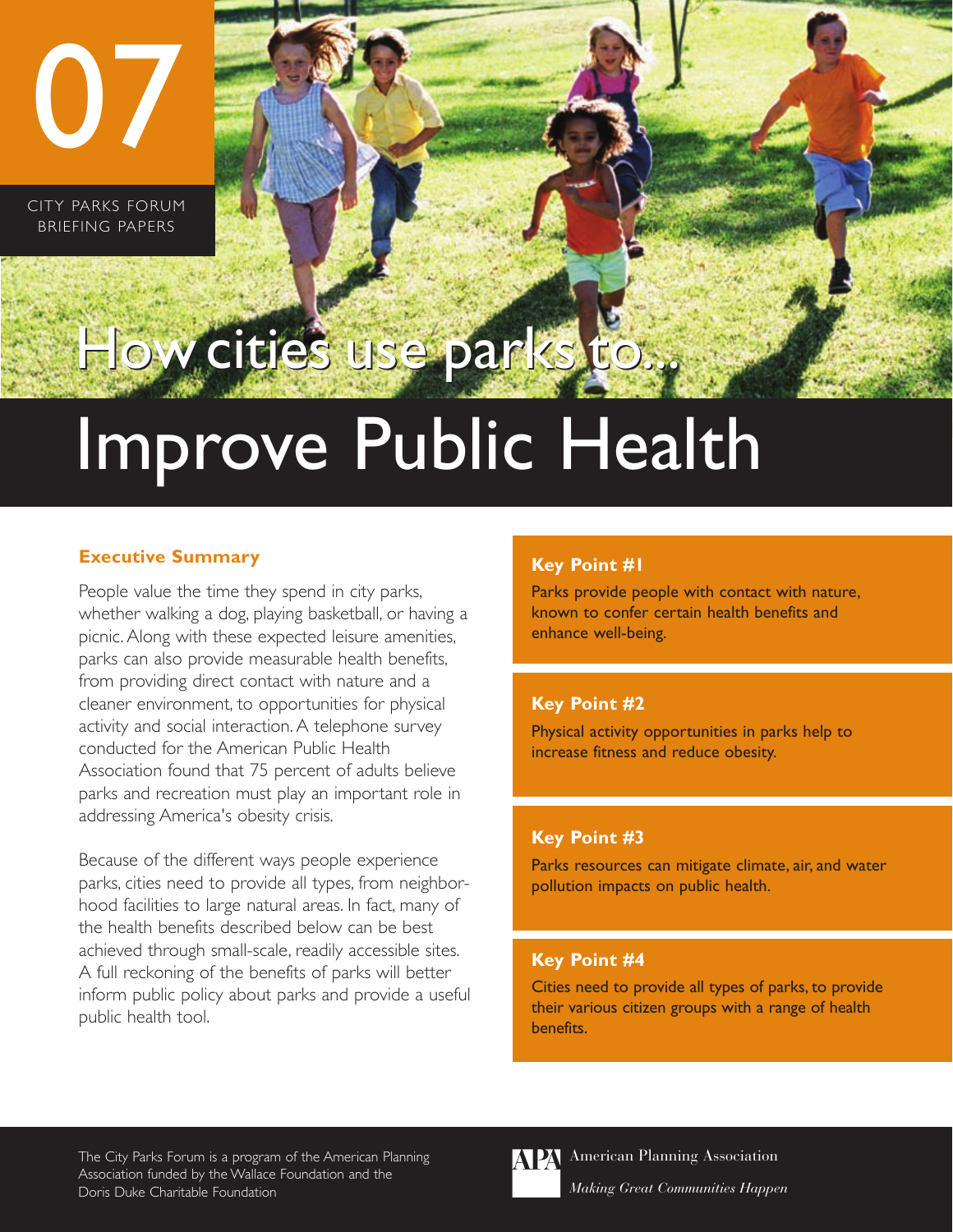07

CITY PARKS FORUM BRIEFING PAPERS

# How cities use parks to...

# Improve Public Health

## Executive Summary

People value the time they spend in city parks, whether walking a dog, playing basketball, or having a picnic. Along with these expected leisure amenities, parks can also provide measurable health benefits, from providing direct contact with nature and a cleaner environment, to opportunities for physical activity and social interaction. A telephone survey conducted for the American Public Health Association found that 75 percent of adults believe parks and recreation must play an important role in addressing America's obesity crisis.

Because of the different ways people experience parks, cities need to provide all types, from neighborhood facilities to large natural areas. In fact, many of the health benefits described below can be best achieved through small-scale, readily accessible sites. A full reckoning of the benefits of parks will better inform public policy about parks and provide a useful public health tool.

### Key Point #1

Parks provide people with contact with nature, known to confer certain health benefits and enhance well-being.

### Key Point #2

Physical activity opportunities in parks help to increase fitness and reduce obesity.

### Key Point #3

Parks resources can mitigate climate, air, and water pollution impacts on public health.

### Key Point #4

Cities need to provide all types of parks, to provide their various citizen groups with a range of health benefits.

The City Parks Forum is a program of the American Planning Association funded by the Wallace Foundation and the Doris Duke Charitable Foundation

APA American Planning Association

*Making Great Communities Happen*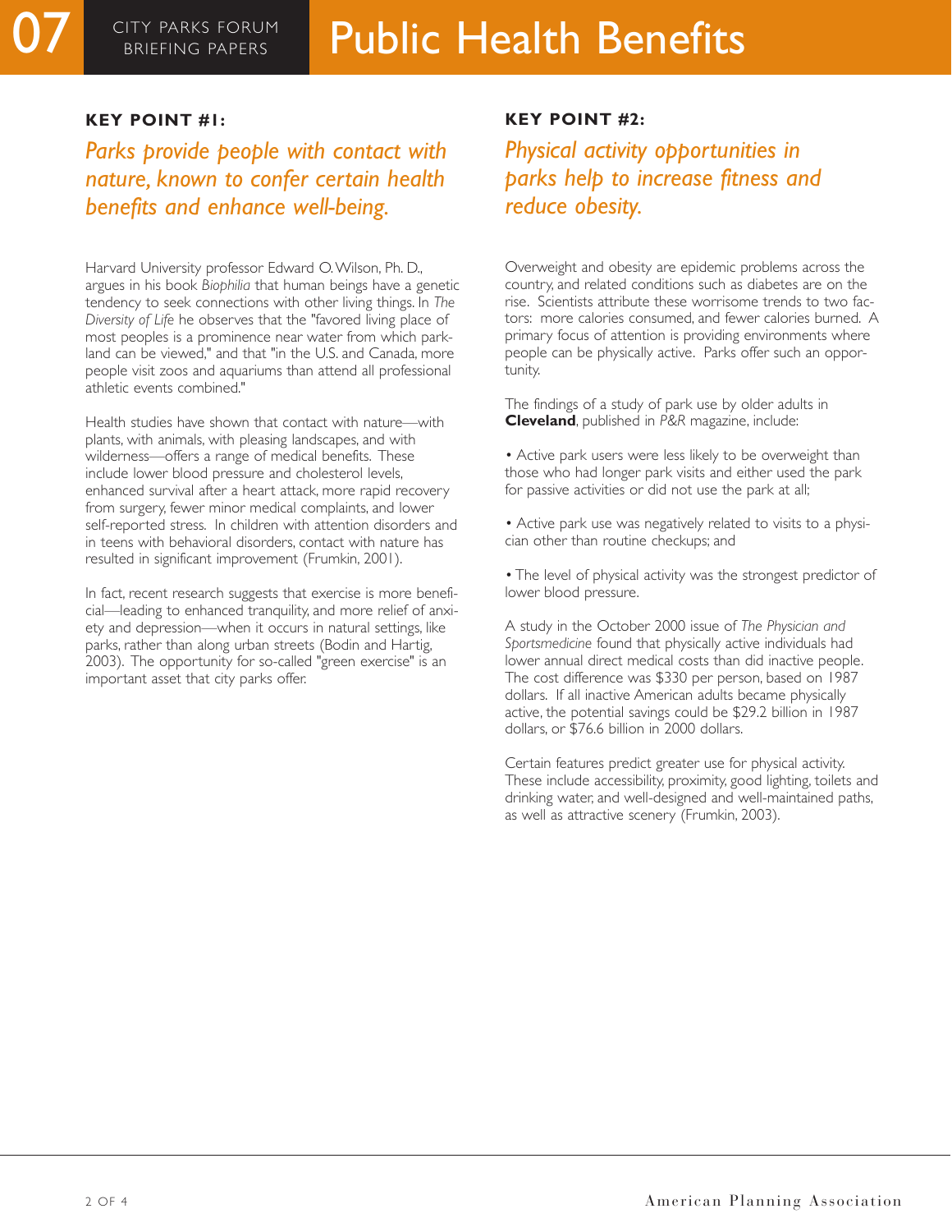# Public Health Benefits

## KEY POINT #1:

### *Parks provide people with contact with nature, known to confer certain health benefits and enhance well-being.*

Harvard University professor Edward O. Wilson, Ph. D., argues in his book *Biophilia* that human beings have a genetic tendency to seek connections with other living things. In *The Diversity of Life* he observes that the "favored living place of most peoples is a prominence near water from which parkland can be viewed," and that "in the U.S. and Canada, more people visit zoos and aquariums than attend all professional athletic events combined."

Health studies have shown that contact with nature—with plants, with animals, with pleasing landscapes, and with wilderness—offers a range of medical benefits. These include lower blood pressure and cholesterol levels, enhanced survival after a heart attack, more rapid recovery from surgery, fewer minor medical complaints, and lower self-reported stress. In children with attention disorders and in teens with behavioral disorders, contact with nature has resulted in significant improvement (Frumkin, 2001).

In fact, recent research suggests that exercise is more beneficial—leading to enhanced tranquility, and more relief of anxiety and depression—when it occurs in natural settings, like parks, rather than along urban streets (Bodin and Hartig, 2003). The opportunity for so-called "green exercise" is an important asset that city parks offer.

## KEY POINT #2:

### *Physical activity opportunities in parks help to increase fitness and reduce obesity.*

Overweight and obesity are epidemic problems across the country, and related conditions such as diabetes are on the rise. Scientists attribute these worrisome trends to two factors: more calories consumed, and fewer calories burned. A primary focus of attention is providing environments where people can be physically active. Parks offer such an opportunity.

The findings of a study of park use by older adults in **Cleveland**, published in *P&R* magazine, include:

- Active park users were less likely to be overweight than those who had longer park visits and either used the park for passive activities or did not use the park at all;
- Active park use was negatively related to visits to a physician other than routine checkups; and
- The level of physical activity was the strongest predictor of lower blood pressure.

A study in the October 2000 issue of *The Physician and Sportsmedicine* found that physically active individuals had lower annual direct medical costs than did inactive people. The cost difference was $330 per person, based on 1987 dollars. If all inactive American adults became physically active, the potential savings could be $29.2 billion in 1987 dollars, or $76.6 billion in 2000 dollars.

Certain features predict greater use for physical activity. These include accessibility, proximity, good lighting, toilets and drinking water, and well-designed and well-maintained paths, as well as attractive scenery (Frumkin, 2003).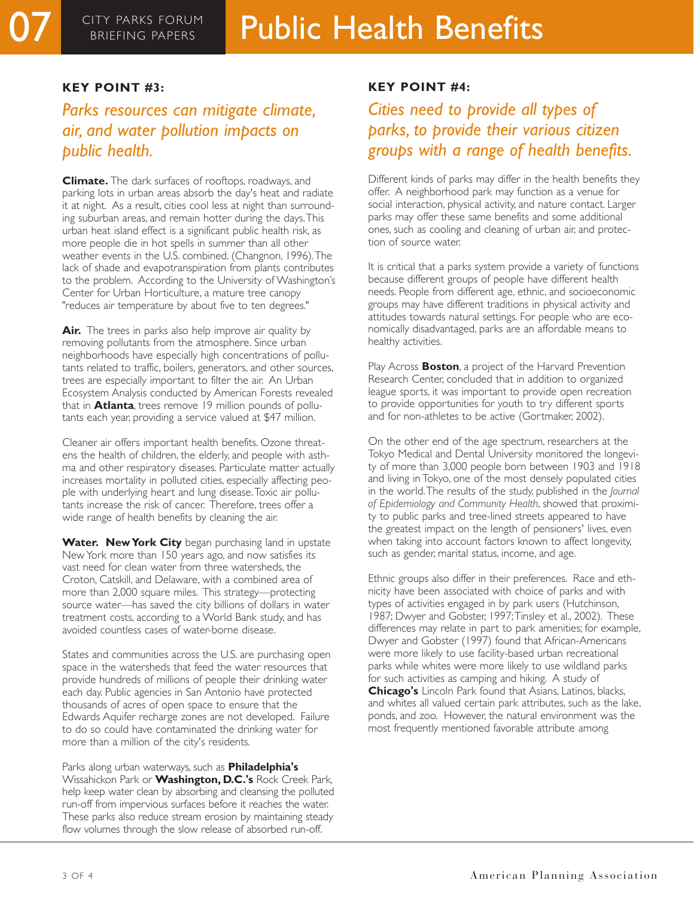### KEY POINT #3:

## *Parks resources can mitigate climate, air, and water pollution impacts on public health.*

**Climate.** The dark surfaces of rooftops, roadways, and parking lots in urban areas absorb the day's heat and radiate it at night. As a result, cities cool less at night than surrounding suburban areas, and remain hotter during the days. This urban heat island effect is a significant public health risk, as more people die in hot spells in summer than all other weather events in the U.S. combined. (Changnon, 1996). The lack of shade and evapotranspiration from plants contributes to the problem. According to the University of Washington's Center for Urban Horticulture, a mature tree canopy "reduces air temperature by about five to ten degrees."

**Air.** The trees in parks also help improve air quality by removing pollutants from the atmosphere. Since urban neighborhoods have especially high concentrations of pollutants related to traffic, boilers, generators, and other sources, trees are especially important to filter the air. An Urban Ecosystem Analysis conducted by American Forests revealed that in **Atlanta**, trees remove 19 million pounds of pollutants each year, providing a service valued at $47 million.

Cleaner air offers important health benefits. Ozone threatens the health of children, the elderly, and people with asthma and other respiratory diseases. Particulate matter actually increases mortality in polluted cities, especially affecting people with underlying heart and lung disease. Toxic air pollutants increase the risk of cancer. Therefore, trees offer a wide range of health benefits by cleaning the air.

**Water. New York City** began purchasing land in upstate New York more than 150 years ago, and now satisfies its vast need for clean water from three watersheds, the Croton, Catskill, and Delaware, with a combined area of more than 2,000 square miles. This strategy—protecting source water—has saved the city billions of dollars in water treatment costs, according to a World Bank study, and has avoided countless cases of water-borne disease.

States and communities across the U.S. are purchasing open space in the watersheds that feed the water resources that provide hundreds of millions of people their drinking water each day. Public agencies in San Antonio have protected thousands of acres of open space to ensure that the Edwards Aquifer recharge zones are not developed. Failure to do so could have contaminated the drinking water for more than a million of the city's residents.

Parks along urban waterways, such as **Philadelphia's** Wissahickon Park or **Washington, D.C.'s** Rock Creek Park, help keep water clean by absorbing and cleansing the polluted run-off from impervious surfaces before it reaches the water. These parks also reduce stream erosion by maintaining steady flow volumes through the slow release of absorbed run-off.

### KEY POINT #4:

## *Cities need to provide all types of parks, to provide their various citizen groups with a range of health benefits.*

Different kinds of parks may differ in the health benefits they offer. A neighborhood park may function as a venue for social interaction, physical activity, and nature contact. Larger parks may offer these same benefits and some additional ones, such as cooling and cleaning of urban air, and protection of source water.

It is critical that a parks system provide a variety of functions because different groups of people have different health needs. People from different age, ethnic, and socioeconomic groups may have different traditions in physical activity and attitudes towards natural settings. For people who are economically disadvantaged, parks are an affordable means to healthy activities.

Play Across **Boston**, a project of the Harvard Prevention Research Center, concluded that in addition to organized league sports, it was important to provide open recreation to provide opportunities for youth to try different sports and for non-athletes to be active (Gortmaker, 2002).

On the other end of the age spectrum, researchers at the Tokyo Medical and Dental University monitored the longevity of more than 3,000 people born between 1903 and 1918 and living in Tokyo, one of the most densely populated cities in the world. The results of the study, published in the *Journal of Epidemiology and Community Health*, showed that proximity to public parks and tree-lined streets appeared to have the greatest impact on the length of pensioners' lives, even when taking into account factors known to affect longevity, such as gender, marital status, income, and age.

Ethnic groups also differ in their preferences. Race and ethnicity have been associated with choice of parks and with types of activities engaged in by park users (Hutchinson, 1987; Dwyer and Gobster, 1997; Tinsley et al., 2002). These differences may relate in part to park amenities; for example, Dwyer and Gobster (1997) found that African-Americans were more likely to use facility-based urban recreational parks while whites were more likely to use wildland parks for such activities as camping and hiking. A study of **Chicago's** Lincoln Park found that Asians, Latinos, blacks, and whites all valued certain park attributes, such as the lake, ponds, and zoo. However, the natural environment was the most frequently mentioned favorable attribute among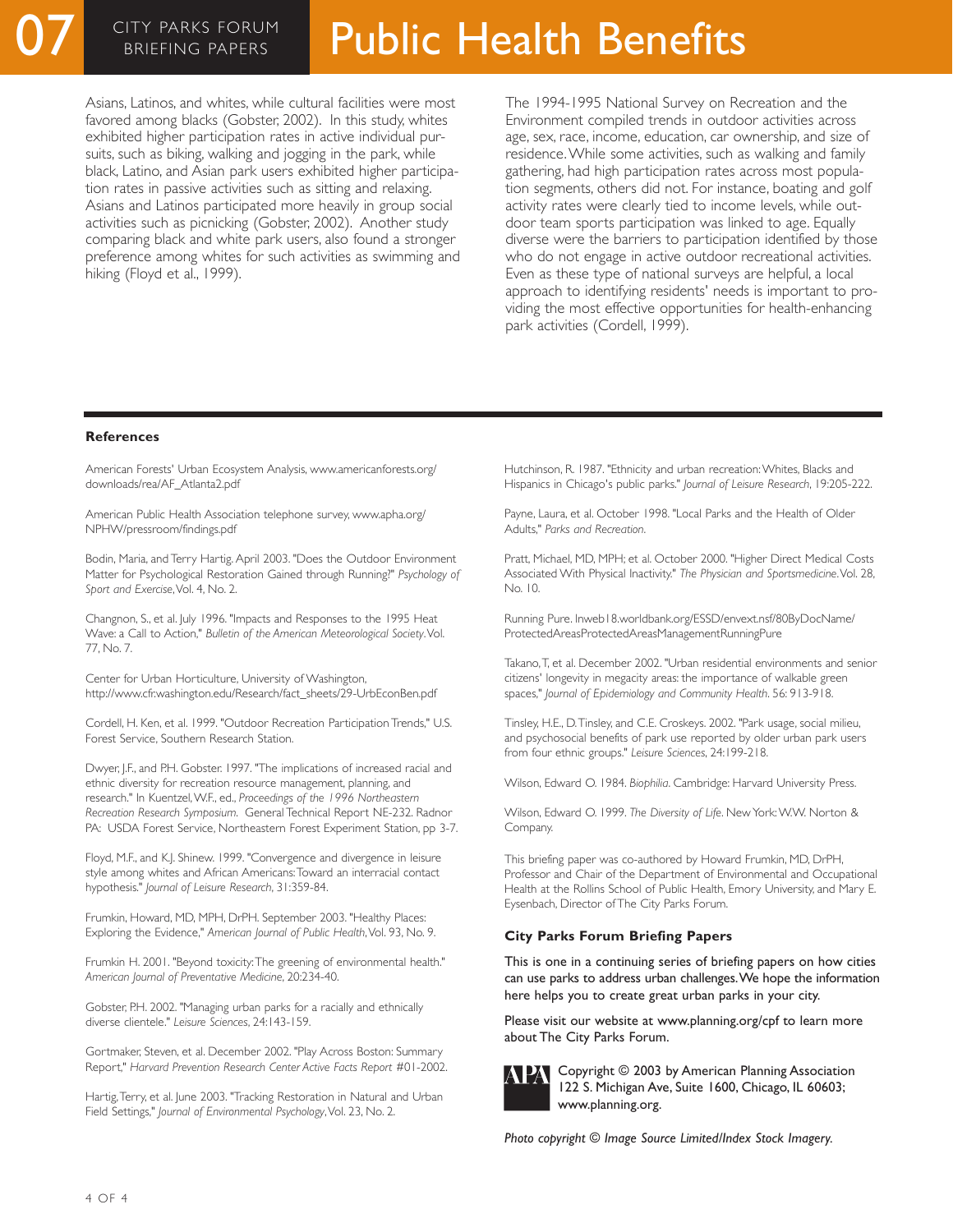Asians, Latinos, and whites, while cultural facilities were most favored among blacks (Gobster, 2002). In this study, whites exhibited higher participation rates in active individual pursuits, such as biking, walking and jogging in the park, while black, Latino, and Asian park users exhibited higher participation rates in passive activities such as sitting and relaxing. Asians and Latinos participated more heavily in group social activities such as picnicking (Gobster, 2002). Another study comparing black and white park users, also found a stronger preference among whites for such activities as swimming and hiking (Floyd et al., 1999).

The 1994-1995 National Survey on Recreation and the Environment compiled trends in outdoor activities across age, sex, race, income, education, car ownership, and size of residence. While some activities, such as walking and family gathering, had high participation rates across most population segments, others did not. For instance, boating and golf activity rates were clearly tied to income levels, while outdoor team sports participation was linked to age. Equally diverse were the barriers to participation identified by those who do not engage in active outdoor recreational activities. Even as these type of national surveys are helpful, a local approach to identifying residents' needs is important to providing the most effective opportunities for health-enhancing park activities (Cordell, 1999).

## References

American Forests' Urban Ecosystem Analysis, www.americanforests.org/downloads/rea/AF_Atlanta2.pdf

American Public Health Association telephone survey, www.apha.org/NPHW/pressroom/findings.pdf

Bodin, Maria, and Terry Hartig. April 2003. "Does the Outdoor Environment Matter for Psychological Restoration Gained through Running?" *Psychology of Sport and Exercise*, Vol. 4, No. 2.

Changnon, S., et al. July 1996. "Impacts and Responses to the 1995 Heat Wave: a Call to Action," *Bulletin of the American Meteorological Society*. Vol. 77, No. 7.

Center for Urban Horticulture, University of Washington, http://www.cfr.washington.edu/Research/fact_sheets/29-UrbEconBen.pdf

Cordell, H. Ken, et al. 1999. "Outdoor Recreation Participation Trends," U.S. Forest Service, Southern Research Station.

Dwyer, J.F., and P.H. Gobster. 1997. "The implications of increased racial and ethnic diversity for recreation resource management, planning, and research." In Kuentzel, W.F., ed., *Proceedings of the 1996 Northeastern Recreation Research Symposium*. General Technical Report NE-232. Radnor PA: USDA Forest Service, Northeastern Forest Experiment Station, pp 3-7.

Floyd, M.F., and K.J. Shinew. 1999. "Convergence and divergence in leisure style among whites and African Americans: Toward an interracial contact hypothesis." *Journal of Leisure Research*, 31:359-84.

Frumkin, Howard, MD, MPH, DrPH. September 2003. "Healthy Places: Exploring the Evidence," *American Journal of Public Health*, Vol. 93, No. 9.

Frumkin H. 2001. "Beyond toxicity: The greening of environmental health." *American Journal of Preventative Medicine*, 20:234-40.

Gobster, P.H. 2002. "Managing urban parks for a racially and ethnically diverse clientele." *Leisure Sciences*, 24:143-159.

Gortmaker, Steven, et al. December 2002. "Play Across Boston: Summary Report," *Harvard Prevention Research Center Active Facts Report* #01-2002.

Hartig, Terry, et al. June 2003. "Tracking Restoration in Natural and Urban Field Settings," *Journal of Environmental Psychology*, Vol. 23, No. 2.

Hutchinson, R. 1987. "Ethnicity and urban recreation: Whites, Blacks and Hispanics in Chicago's public parks." *Journal of Leisure Research*, 19:205-222.

Payne, Laura, et al. October 1998. "Local Parks and the Health of Older Adults," *Parks and Recreation*.

Pratt, Michael, MD, MPH; et al. October 2000. "Higher Direct Medical Costs Associated With Physical Inactivity." *The Physician and Sportsmedicine*. Vol. 28, No. 10.

Running Pure. lnweb18.worldbank.org/ESSD/envext.nsf/80ByDocName/ProtectedAreasProtectedAreasManagementRunningPure

Takano, T, et al. December 2002. "Urban residential environments and senior citizens' longevity in megacity areas: the importance of walkable green spaces," *Journal of Epidemiology and Community Health*. 56: 913-918.

Tinsley, H.E., D. Tinsley, and C.E. Croskeys. 2002. "Park usage, social milieu, and psychosocial benefits of park use reported by older urban park users from four ethnic groups." *Leisure Sciences*, 24:199-218.

Wilson, Edward O. 1984. *Biophilia*. Cambridge: Harvard University Press.

Wilson, Edward O. 1999. *The Diversity of Life*. New York: W.W. Norton & Company.

This briefing paper was co-authored by Howard Frumkin, MD, DrPH, Professor and Chair of the Department of Environmental and Occupational Health at the Rollins School of Public Health, Emory University, and Mary E. Eysenbach, Director of The City Parks Forum.

### City Parks Forum Briefing Papers

This is one in a continuing series of briefing papers on how cities can use parks to address urban challenges. We hope the information here helps you to create great urban parks in your city.

Please visit our website at www.planning.org/cpf to learn more about The City Parks Forum.

APA Copyright © 2003 by American Planning Association 122 S. Michigan Ave, Suite 1600, Chicago, IL 60603; www.planning.org.

*Photo copyright © Image Source Limited/Index Stock Imagery.*